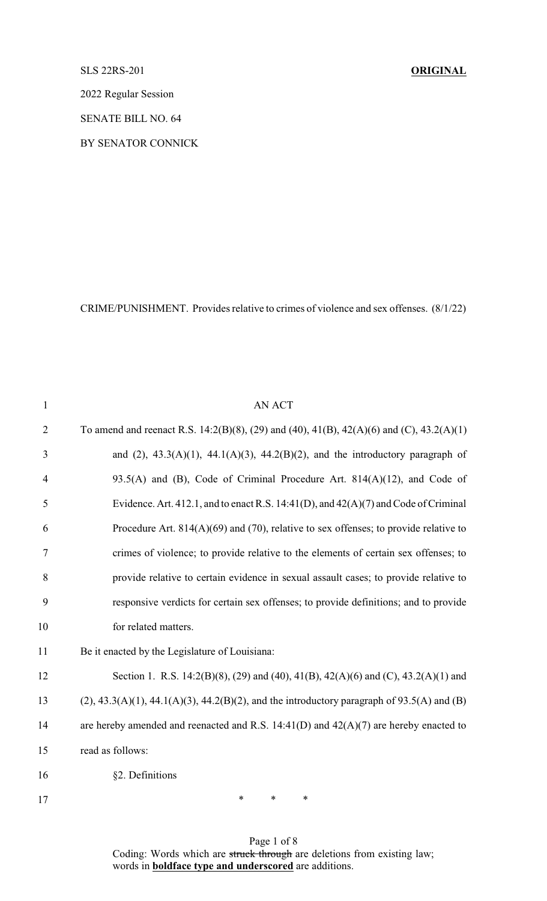SLS 22RS-201 **ORIGINAL**

2022 Regular Session

SENATE BILL NO. 64

BY SENATOR CONNICK

CRIME/PUNISHMENT. Provides relative to crimes of violence and sex offenses. (8/1/22)

AN ACT

To amend and reenact R.S. 14:2(B)(8), (29) and (40), 41(B), 42(A)(6) and (C), 43.2(A)(1) and (2), 43.3(A)(1), 44.1(A)(3), 44.2(B)(2), and the introductory paragraph of 93.5(A) and (B), Code of Criminal Procedure Art. 814(A)(12), and Code of Evidence. Art. 412.1, and to enact R.S. 14:41(D), and 42(A)(7) and Code of Criminal Procedure Art. 814(A)(69) and (70), relative to sex offenses; to provide relative to crimes of violence; to provide relative to the elements of certain sex offenses; to provide relative to certain evidence in sexual assault cases; to provide relative to responsive verdicts for certain sex offenses; to provide definitions; and to provide for related matters.

Be it enacted by the Legislature of Louisiana:

Section 1. R.S. 14:2(B)(8), (29) and (40), 41(B), 42(A)(6) and (C), 43.2(A)(1) and (2), 43.3(A)(1), 44.1(A)(3), 44.2(B)(2), and the introductory paragraph of 93.5(A) and (B) are hereby amended and reenacted and R.S. 14:41(D) and 42(A)(7) are hereby enacted to read as follows:

§2. Definitions

\* \* \*

Coding: Words which are ~~struck through~~ are deletions from existing law; words in **boldface type and underscored** are additions.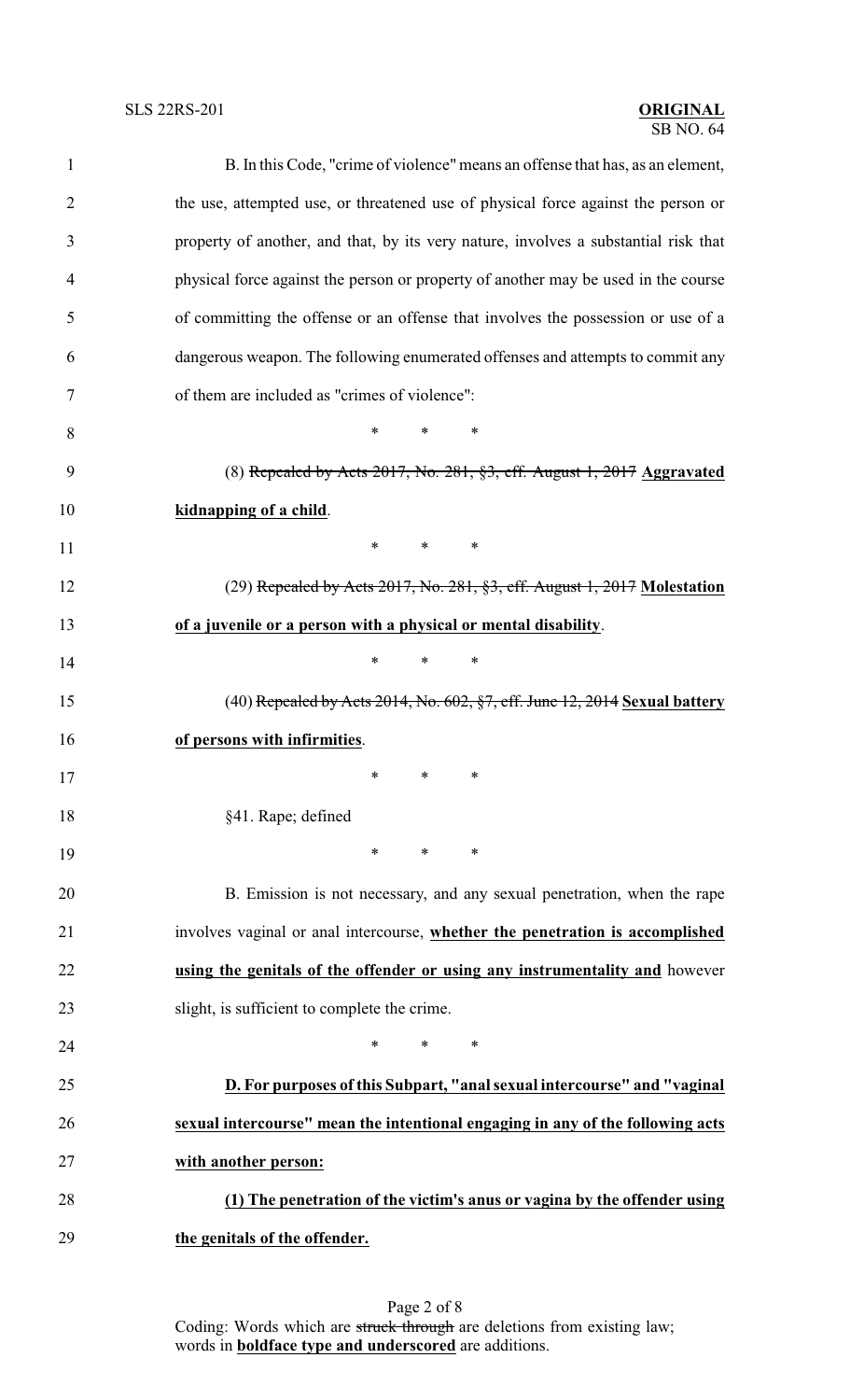B. In this Code, "crime of violence" means an offense that has, as an element, the use, attempted use, or threatened use of physical force against the person or property of another, and that, by its very nature, involves a substantial risk that physical force against the person or property of another may be used in the course of committing the offense or an offense that involves the possession or use of a dangerous weapon. The following enumerated offenses and attempts to commit any of them are included as "crimes of violence":

\* \* \*

(8) ~~Repealed by Acts 2017, No. 281, §3, eff. August 1, 2017~~ **Aggravated kidnapping of a child**.

\* \* \*

(29) ~~Repealed by Acts 2017, No. 281, §3, eff. August 1, 2017~~ **Molestation of a juvenile or a person with a physical or mental disability**.

\* \* \*

(40) ~~Repealed by Acts 2014, No. 602, §7, eff. June 12, 2014~~ **Sexual battery of persons with infirmities**.

\* \* \*

§41. Rape; defined

\* \* \*

B. Emission is not necessary, and any sexual penetration, when the rape involves vaginal or anal intercourse, **whether the penetration is accomplished using the genitals of the offender or using any instrumentality and** however slight, is sufficient to complete the crime.

\* \* \*

**D. For purposes of this Subpart, "anal sexual intercourse" and "vaginal sexual intercourse" mean the intentional engaging in any of the following acts with another person:**

**(1) The penetration of the victim's anus or vagina by the offender using the genitals of the offender.**

Coding: Words which are ~~struck through~~ are deletions from existing law; words in **boldface type and underscored** are additions.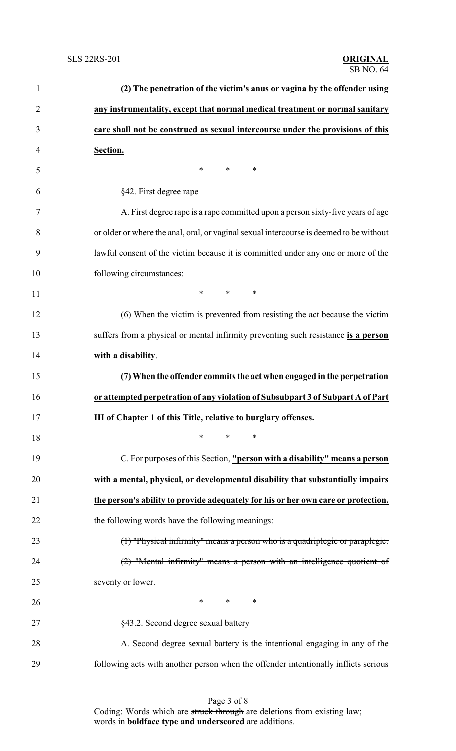**(2) The penetration of the victim's anus or vagina by the offender using any instrumentality, except that normal medical treatment or normal sanitary care shall not be construed as sexual intercourse under the provisions of this Section.**

\* \* \*

§42. First degree rape

A. First degree rape is a rape committed upon a person sixty-five years of age or older or where the anal, oral, or vaginal sexual intercourse is deemed to be without lawful consent of the victim because it is committed under any one or more of the following circumstances:

\* \* \*

(6) When the victim is prevented from resisting the act because the victim ~~suffers from a physical or mental infirmity preventing such resistance~~ **is a person with a disability**.

**(7) When the offender commits the act when engaged in the perpetration or attempted perpetration of any violation of Subsubpart 3 of Subpart A of Part III of Chapter 1 of this Title, relative to burglary offenses.**

\* \* \*

C. For purposes of this Section, **"person with a disability" means a person with a mental, physical, or developmental disability that substantially impairs the person's ability to provide adequately for his or her own care or protection.** ~~the following words have the following meanings:~~

~~(1) "Physical infirmity" means a person who is a quadriplegic or paraplegic.~~

~~(2) "Mental infirmity" means a person with an intelligence quotient of seventy or lower.~~

\* \* \*

§43.2. Second degree sexual battery

A. Second degree sexual battery is the intentional engaging in any of the following acts with another person when the offender intentionally inflicts serious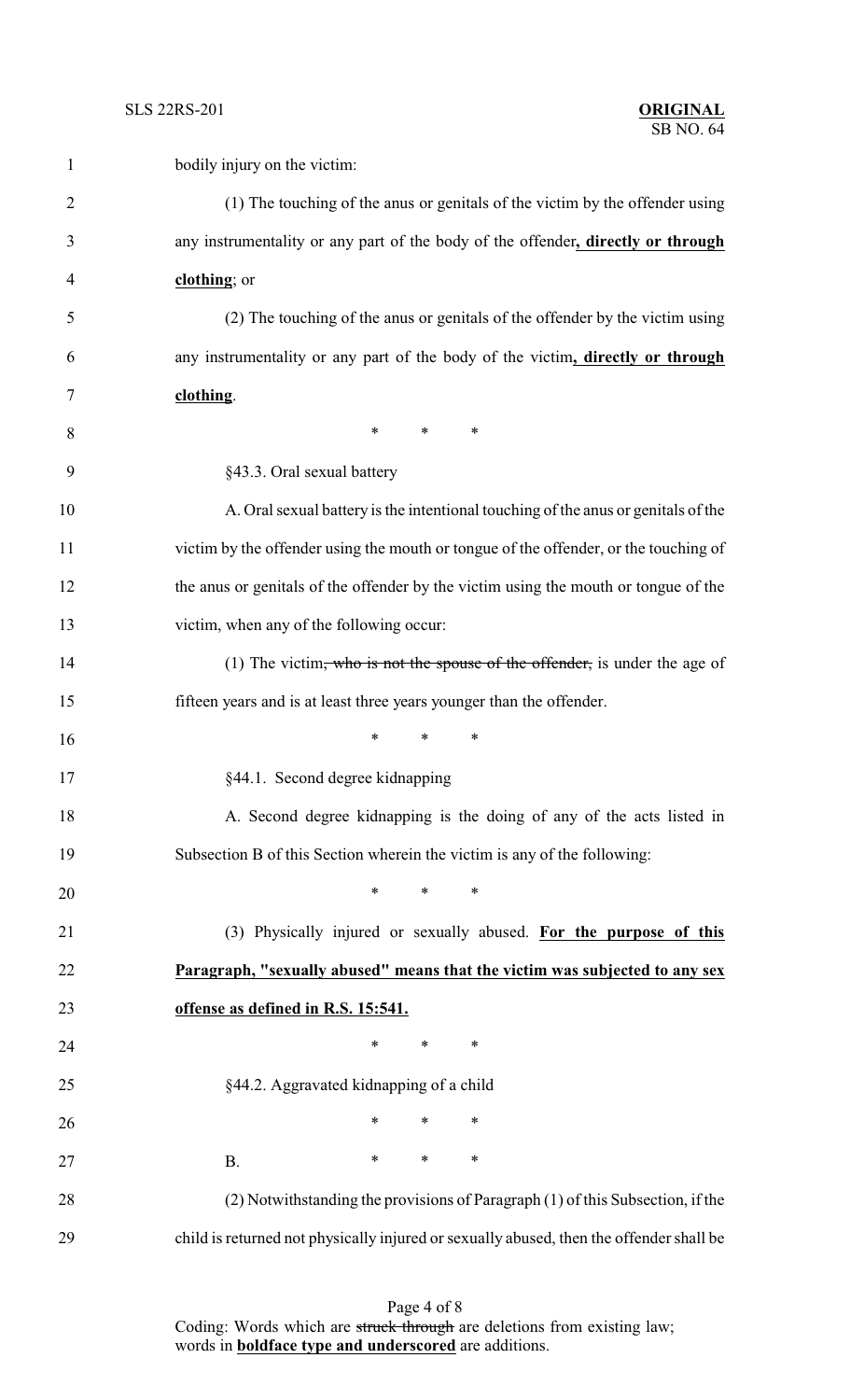bodily injury on the victim:

(1) The touching of the anus or genitals of the victim by the offender using any instrumentality or any part of the body of the offender**, directly or through clothing**; or

(2) The touching of the anus or genitals of the offender by the victim using any instrumentality or any part of the body of the victim**, directly or through clothing**.

\* \* \*

§43.3. Oral sexual battery

A. Oral sexual battery is the intentional touching of the anus or genitals of the victim by the offender using the mouth or tongue of the offender, or the touching of the anus or genitals of the offender by the victim using the mouth or tongue of the victim, when any of the following occur:

(1) The victim~~, who is not the spouse of the offender,~~ is under the age of fifteen years and is at least three years younger than the offender.

\* \* \*

§44.1. Second degree kidnapping

A. Second degree kidnapping is the doing of any of the acts listed in Subsection B of this Section wherein the victim is any of the following:

\* \* \*

(3) Physically injured or sexually abused. **For the purpose of this Paragraph, "sexually abused" means that the victim was subjected to any sex offense as defined in R.S. 15:541.**

\* \* \*

§44.2. Aggravated kidnapping of a child

\* \* \*

B. \* \* \*

(2) Notwithstanding the provisions of Paragraph (1) of this Subsection, if the child is returned not physically injured or sexually abused, then the offender shall be

Coding: Words which are ~~struck through~~ are deletions from existing law; words in **boldface type and underscored** are additions.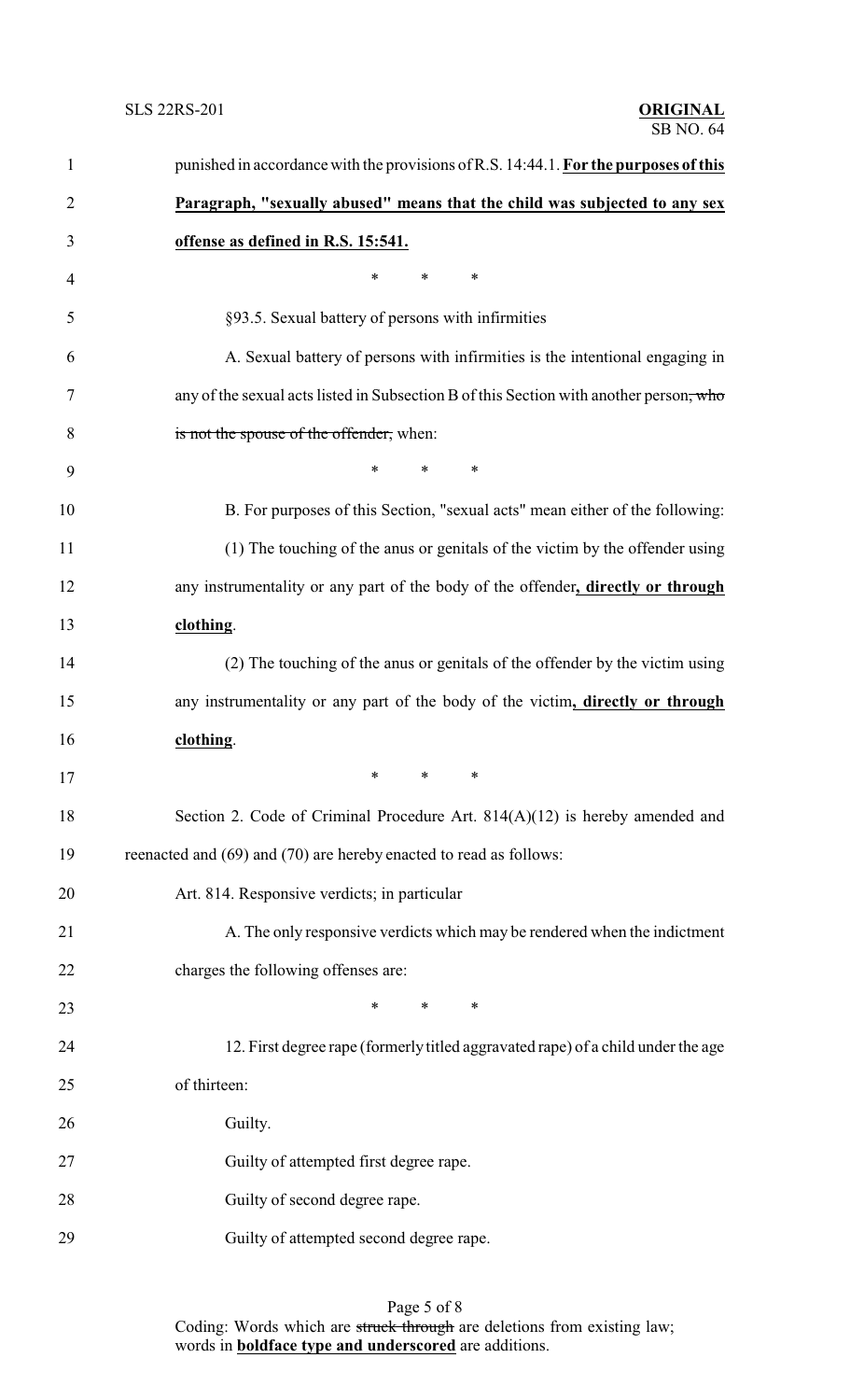punished in accordance with the provisions of R.S. 14:44.1. **For the purposes of this Paragraph, "sexually abused" means that the child was subjected to any sex offense as defined in R.S. 15:541.**

\* \* \*

§93.5. Sexual battery of persons with infirmities

A. Sexual battery of persons with infirmities is the intentional engaging in any of the sexual acts listed in Subsection B of this Section with another person~~, who is not the spouse of the offender,~~ when:

\* \* \*

B. For purposes of this Section, "sexual acts" mean either of the following:

(1) The touching of the anus or genitals of the victim by the offender using any instrumentality or any part of the body of the offender**, directly or through clothing**.

(2) The touching of the anus or genitals of the offender by the victim using any instrumentality or any part of the body of the victim**, directly or through clothing**.

\* \* \*

Section 2. Code of Criminal Procedure Art. 814(A)(12) is hereby amended and reenacted and (69) and (70) are hereby enacted to read as follows:

Art. 814. Responsive verdicts; in particular

A. The only responsive verdicts which may be rendered when the indictment charges the following offenses are:

\* \* \*

12. First degree rape (formerly titled aggravated rape) of a child under the age of thirteen:

Guilty.

Guilty of attempted first degree rape.

Guilty of second degree rape.

Guilty of attempted second degree rape.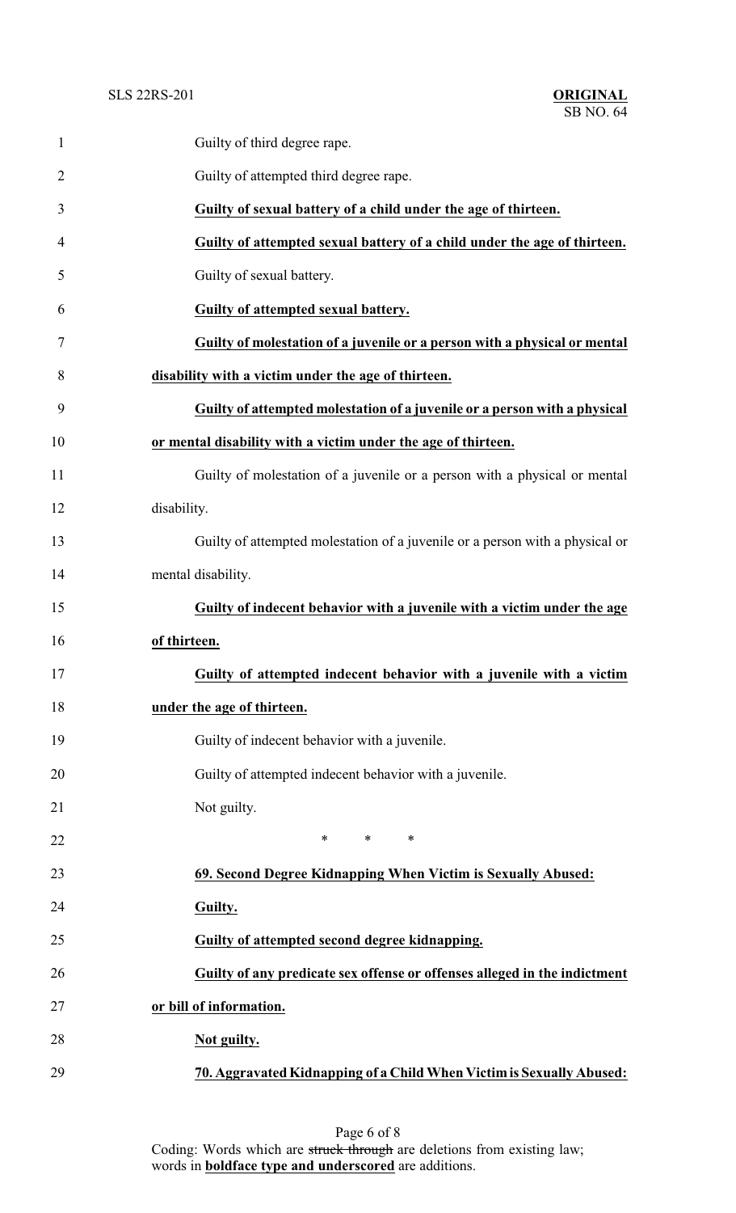Guilty of third degree rape.

Guilty of attempted third degree rape.

**Guilty of sexual battery of a child under the age of thirteen.**

**Guilty of attempted sexual battery of a child under the age of thirteen.**

Guilty of sexual battery.

**Guilty of attempted sexual battery.**

**Guilty of molestation of a juvenile or a person with a physical or mental disability with a victim under the age of thirteen.**

**Guilty of attempted molestation of a juvenile or a person with a physical or mental disability with a victim under the age of thirteen.**

Guilty of molestation of a juvenile or a person with a physical or mental disability.

Guilty of attempted molestation of a juvenile or a person with a physical or mental disability.

**Guilty of indecent behavior with a juvenile with a victim under the age of thirteen.**

**Guilty of attempted indecent behavior with a juvenile with a victim under the age of thirteen.**

Guilty of indecent behavior with a juvenile.

Guilty of attempted indecent behavior with a juvenile.

Not guilty.

\* \* \*

**69. Second Degree Kidnapping When Victim is Sexually Abused:**

**Guilty.**

**Guilty of attempted second degree kidnapping.**

**Guilty of any predicate sex offense or offenses alleged in the indictment or bill of information.**

**Not guilty.**

**70. Aggravated Kidnapping of a Child When Victim is Sexually Abused:**

Coding: Words which are ~~struck through~~ are deletions from existing law; words in **boldface type and underscored** are additions.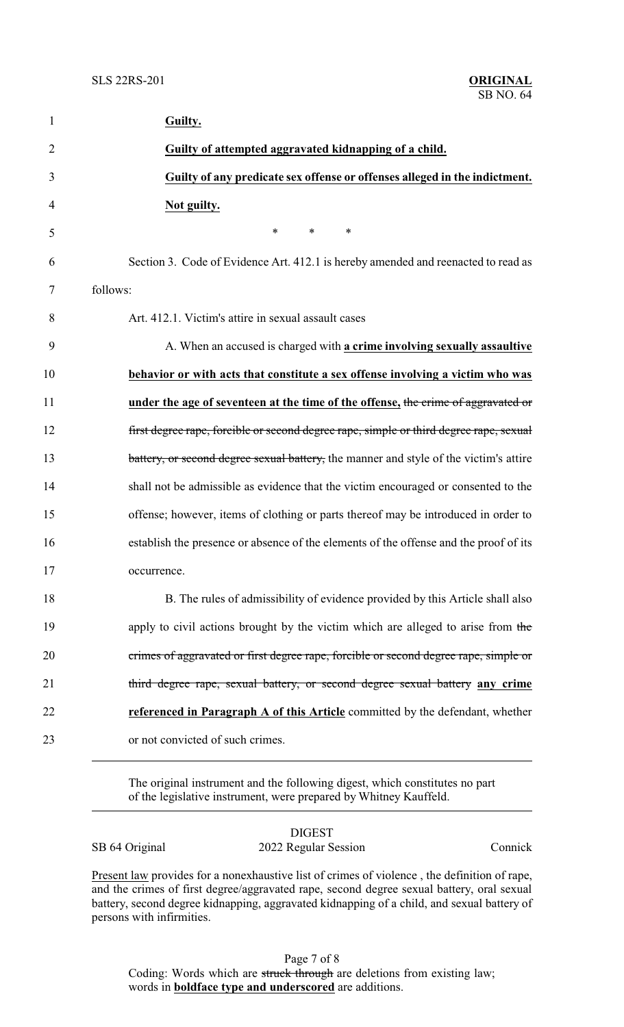**Guilty.**

**Guilty of attempted aggravated kidnapping of a child.**

**Guilty of any predicate sex offense or offenses alleged in the indictment.**

**Not guilty.**

\* \* \*

Section 3. Code of Evidence Art. 412.1 is hereby amended and reenacted to read as follows:

Art. 412.1. Victim's attire in sexual assault cases

A. When an accused is charged with **a crime involving sexually assaultive behavior or with acts that constitute a sex offense involving a victim who was under the age of seventeen at the time of the offense,** ~~the crime of aggravated or first degree rape, forcible or second degree rape, simple or third degree rape, sexual battery, or second degree sexual battery,~~ the manner and style of the victim's attire shall not be admissible as evidence that the victim encouraged or consented to the offense; however, items of clothing or parts thereof may be introduced in order to establish the presence or absence of the elements of the offense and the proof of its occurrence.

B. The rules of admissibility of evidence provided by this Article shall also apply to civil actions brought by the victim which are alleged to arise from ~~the crimes of aggravated or first degree rape, forcible or second degree rape, simple or third degree rape, sexual battery, or second degree sexual battery~~ **any crime referenced in Paragraph A of this Article** committed by the defendant, whether or not convicted of such crimes.

---

The original instrument and the following digest, which constitutes no part of the legislative instrument, were prepared by Whitney Kauffeld.

---

DIGEST

SB 64 Original | 2022 Regular Session | Connick

Present law provides for a nonexhaustive list of crimes of violence , the definition of rape, and the crimes of first degree/aggravated rape, second degree sexual battery, oral sexual battery, second degree kidnapping, aggravated kidnapping of a child, and sexual battery of persons with infirmities.

Coding: Words which are ~~struck through~~ are deletions from existing law; words in **boldface type and underscored** are additions.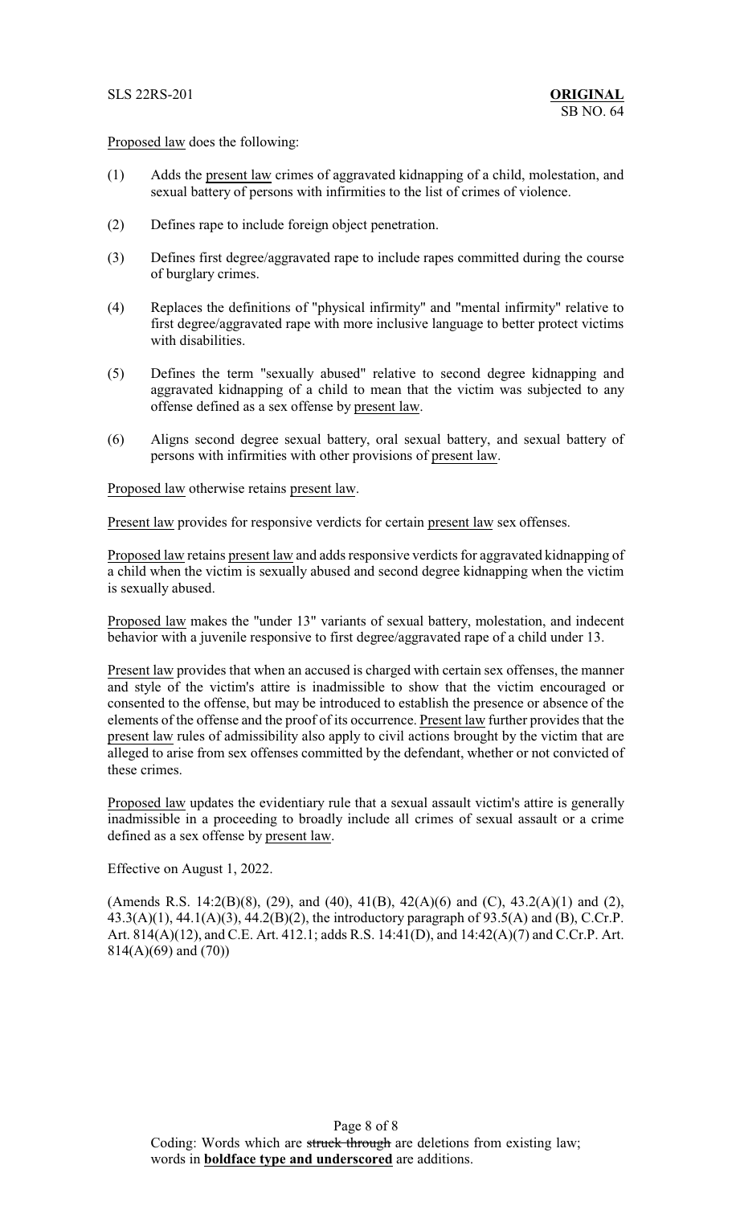Proposed law does the following:

(1) Adds the present law crimes of aggravated kidnapping of a child, molestation, and sexual battery of persons with infirmities to the list of crimes of violence.

(2) Defines rape to include foreign object penetration.

(3) Defines first degree/aggravated rape to include rapes committed during the course of burglary crimes.

(4) Replaces the definitions of "physical infirmity" and "mental infirmity" relative to first degree/aggravated rape with more inclusive language to better protect victims with disabilities.

(5) Defines the term "sexually abused" relative to second degree kidnapping and aggravated kidnapping of a child to mean that the victim was subjected to any offense defined as a sex offense by present law.

(6) Aligns second degree sexual battery, oral sexual battery, and sexual battery of persons with infirmities with other provisions of present law.

Proposed law otherwise retains present law.

Present law provides for responsive verdicts for certain present law sex offenses.

Proposed law retains present law and adds responsive verdicts for aggravated kidnapping of a child when the victim is sexually abused and second degree kidnapping when the victim is sexually abused.

Proposed law makes the "under 13" variants of sexual battery, molestation, and indecent behavior with a juvenile responsive to first degree/aggravated rape of a child under 13.

Present law provides that when an accused is charged with certain sex offenses, the manner and style of the victim's attire is inadmissible to show that the victim encouraged or consented to the offense, but may be introduced to establish the presence or absence of the elements of the offense and the proof of its occurrence. Present law further provides that the present law rules of admissibility also apply to civil actions brought by the victim that are alleged to arise from sex offenses committed by the defendant, whether or not convicted of these crimes.

Proposed law updates the evidentiary rule that a sexual assault victim's attire is generally inadmissible in a proceeding to broadly include all crimes of sexual assault or a crime defined as a sex offense by present law.

Effective on August 1, 2022.

(Amends R.S. 14:2(B)(8), (29), and (40), 41(B), 42(A)(6) and (C), 43.2(A)(1) and (2), 43.3(A)(1), 44.1(A)(3), 44.2(B)(2), the introductory paragraph of 93.5(A) and (B), C.Cr.P. Art. 814(A)(12), and C.E. Art. 412.1; adds R.S. 14:41(D), and 14:42(A)(7) and C.Cr.P. Art. 814(A)(69) and (70))